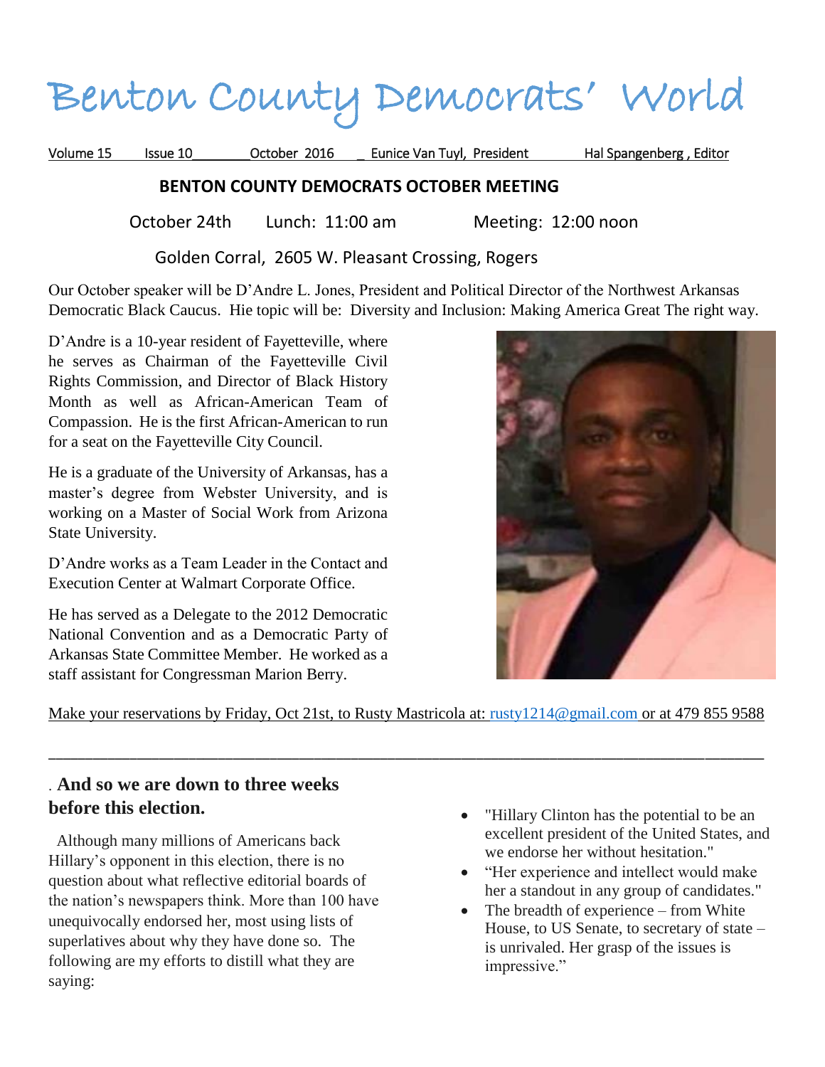# Benton County Democrats' World

Volume 15 Issue 10 October 2016 Eunice Van Tuyl, President Hal Spangenberg , Editor

## BENTON COUNTY DEMOCRATS OCTOBER MEETING

October 24th Lunch: 11:00 am Meeting: 12:00 noon

Golden Corral, 2605 W. Pleasant Crossing, Rogers

Our October speaker will be D'Andre L. Jones, President and Political Director of the Northwest Arkansas Democratic Black Caucus. Hie topic will be: Diversity and Inclusion: Making America Great The right way.

D'Andre is a 10-year resident of Fayetteville, where he serves as Chairman of the Fayetteville Civil Rights Commission, and Director of Black History Month as well as African-American Team of Compassion. He is the first African-American to run for a seat on the Fayetteville City Council.

He is a graduate of the University of Arkansas, has a master's degree from Webster University, and is working on a Master of Social Work from Arizona State University.

D'Andre works as a Team Leader in the Contact and Execution Center at Walmart Corporate Office.

He has served as a Delegate to the 2012 Democratic National Convention and as a Democratic Party of Arkansas State Committee Member. He worked as a staff assistant for Congressman Marion Berry.

Make your reservations by Friday, Oct 21st, to Rusty Mastricola at: rusty1214@gmail.com or at 479 855 9588

---

## . And so we are down to three weeks before this election.

Although many millions of Americans back Hillary's opponent in this election, there is no question about what reflective editorial boards of the nation's newspapers think. More than 100 have unequivocally endorsed her, most using lists of superlatives about why they have done so. The following are my efforts to distill what they are saying:

- "Hillary Clinton has the potential to be an excellent president of the United States, and we endorse her without hesitation."
- "Her experience and intellect would make her a standout in any group of candidates."
- The breadth of experience – from White House, to US Senate, to secretary of state – is unrivaled. Her grasp of the issues is impressive."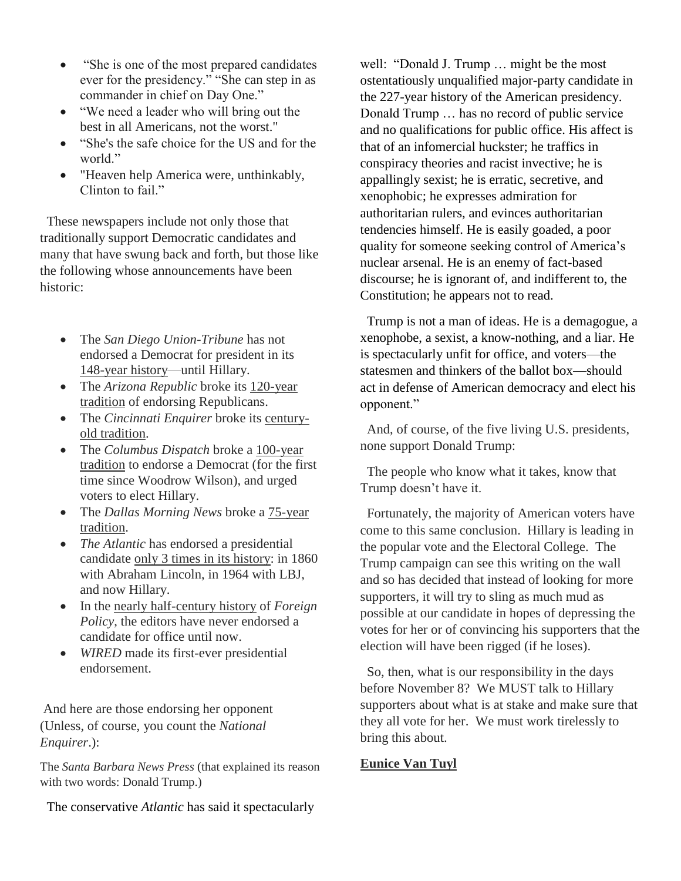- "She is one of the most prepared candidates ever for the presidency." "She can step in as commander in chief on Day One."
- "We need a leader who will bring out the best in all Americans, not the worst."
- "She's the safe choice for the US and for the world."
- "Heaven help America were, unthinkably, Clinton to fail."

These newspapers include not only those that traditionally support Democratic candidates and many that have swung back and forth, but those like the following whose announcements have been historic:

- The *San Diego Union-Tribune* has not endorsed a Democrat for president in its 148-year history—until Hillary.
- The *Arizona Republic* broke its 120-year tradition of endorsing Republicans.
- The *Cincinnati Enquirer* broke its century-old tradition.
- The *Columbus Dispatch* broke a 100-year tradition to endorse a Democrat (for the first time since Woodrow Wilson), and urged voters to elect Hillary.
- The *Dallas Morning News* broke a 75-year tradition.
- *The Atlantic* has endorsed a presidential candidate only 3 times in its history: in 1860 with Abraham Lincoln, in 1964 with LBJ, and now Hillary.
- In the nearly half-century history of *Foreign Policy*, the editors have never endorsed a candidate for office until now.
- *WIRED* made its first-ever presidential endorsement.

And here are those endorsing her opponent (Unless, of course, you count the *National Enquirer*.):

The *Santa Barbara News Press* (that explained its reason with two words: Donald Trump.)

The conservative *Atlantic* has said it spectacularly well: "Donald J. Trump … might be the most ostentatiously unqualified major-party candidate in the 227-year history of the American presidency. Donald Trump … has no record of public service and no qualifications for public office. His affect is that of an infomercial huckster; he traffics in conspiracy theories and racist invective; he is appallingly sexist; he is erratic, secretive, and xenophobic; he expresses admiration for authoritarian rulers, and evinces authoritarian tendencies himself. He is easily goaded, a poor quality for someone seeking control of America's nuclear arsenal. He is an enemy of fact-based discourse; he is ignorant of, and indifferent to, the Constitution; he appears not to read.

Trump is not a man of ideas. He is a demagogue, a xenophobe, a sexist, a know-nothing, and a liar. He is spectacularly unfit for office, and voters—the statesmen and thinkers of the ballot box—should act in defense of American democracy and elect his opponent."

And, of course, of the five living U.S. presidents, none support Donald Trump:

The people who know what it takes, know that Trump doesn't have it.

Fortunately, the majority of American voters have come to this same conclusion. Hillary is leading in the popular vote and the Electoral College. The Trump campaign can see this writing on the wall and so has decided that instead of looking for more supporters, it will try to sling as much mud as possible at our candidate in hopes of depressing the votes for her or of convincing his supporters that the election will have been rigged (if he loses).

So, then, what is our responsibility in the days before November 8? We MUST talk to Hillary supporters about what is at stake and make sure that they all vote for her. We must work tirelessly to bring this about.

**Eunice Van Tuyl**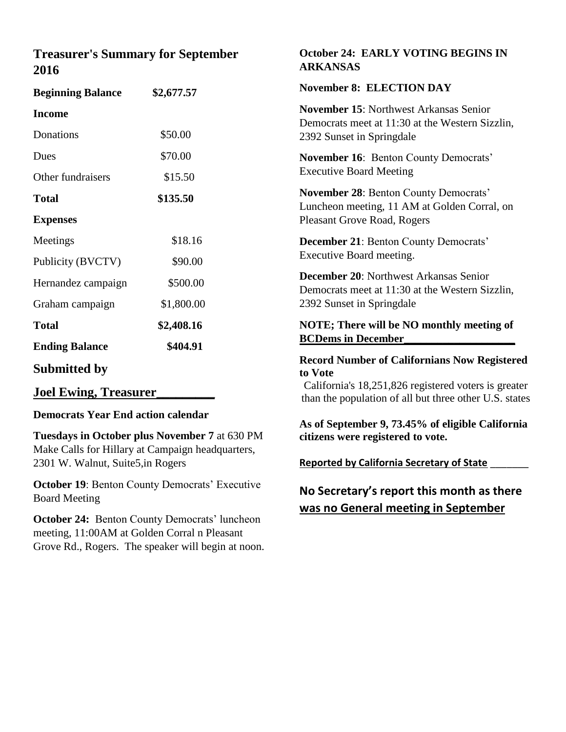## Treasurer's Summary for September 2016

| | |
|---|---|
| **Beginning Balance** | **$2,677.57** |
| **Income** | |
| Donations | $50.00 |
| Dues | $70.00 |
| Other fundraisers | $15.50 |
| **Total** | **$135.50** |
| **Expenses** | |
| Meetings | $18.16 |
| Publicity (BVCTV) | $90.00 |
| Hernandez campaign | $500.00 |
| Graham campaign | $1,800.00 |
| **Total** | **$2,408.16** |
| **Ending Balance** | **$404.91** |

**Submitted by**

**Joel Ewing, Treasurer________**

**Democrats Year End action calendar**

**Tuesdays in October plus November 7** at 630 PM Make Calls for Hillary at Campaign headquarters, 2301 W. Walnut, Suite5,in Rogers

**October 19**: Benton County Democrats' Executive Board Meeting

**October 24:** Benton County Democrats' luncheon meeting, 11:00AM at Golden Corral n Pleasant Grove Rd., Rogers. The speaker will begin at noon.

**October 24: EARLY VOTING BEGINS IN ARKANSAS**

**November 8: ELECTION DAY**

**November 15**: Northwest Arkansas Senior Democrats meet at 11:30 at the Western Sizzlin, 2392 Sunset in Springdale

**November 16**: Benton County Democrats' Executive Board Meeting

**November 28**: Benton County Democrats' Luncheon meeting, 11 AM at Golden Corral, on Pleasant Grove Road, Rogers

**December 21**: Benton County Democrats' Executive Board meeting.

**December 20**: Northwest Arkansas Senior Democrats meet at 11:30 at the Western Sizzlin, 2392 Sunset in Springdale

**NOTE; There will be NO monthly meeting of BCDems in December___________________**

**Record Number of Californians Now Registered to Vote**

California's 18,251,826 registered voters is greater than the population of all but three other U.S. states

**As of September 9, 73.45% of eligible California citizens were registered to vote.**

**Reported by California Secretary of State** _______

## No Secretary's report this month as there was no General meeting in September